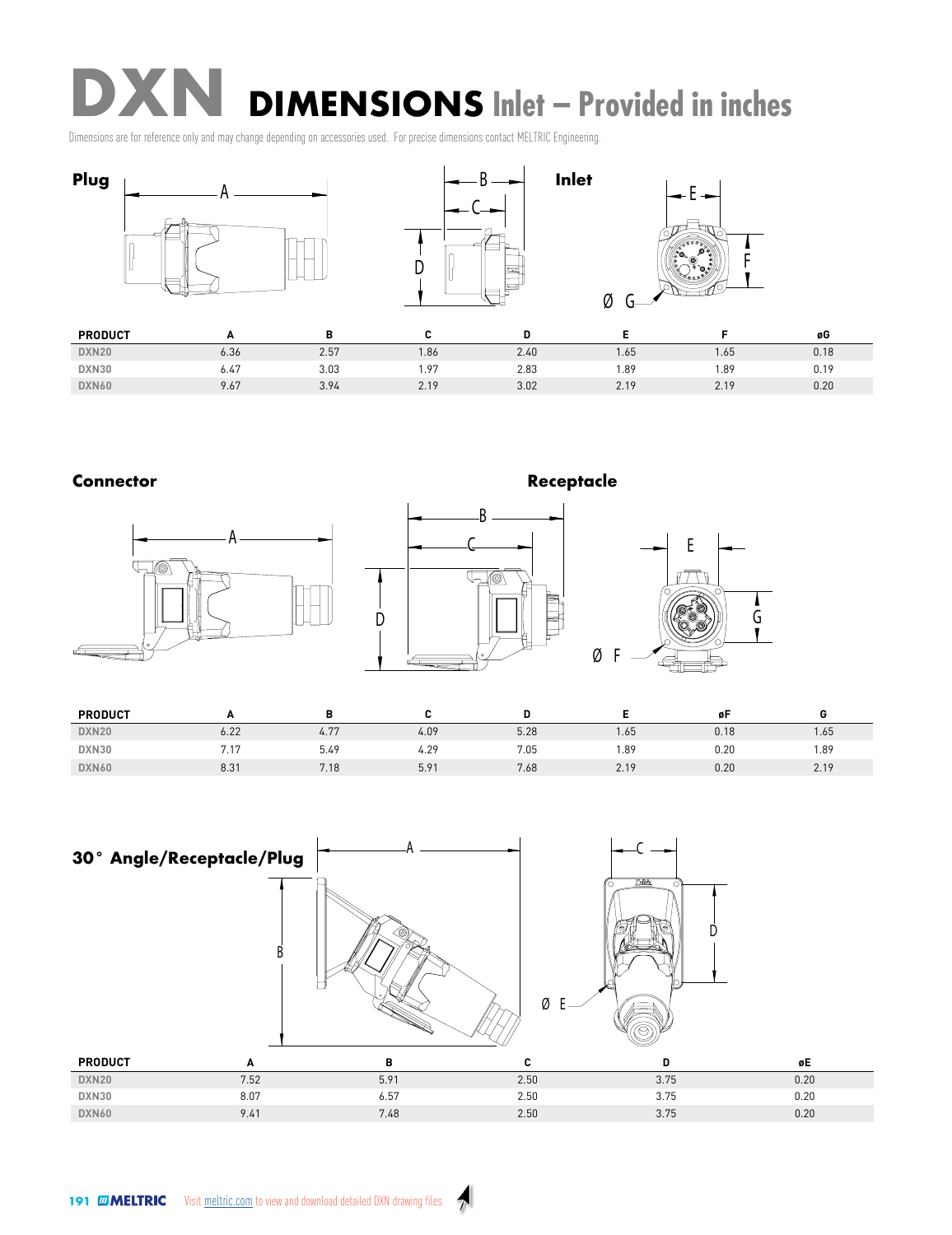# DXN DIMENSIONS Inlet – Provided in inches

Dimensions are for reference only and may change depending on accessories used. For precise dimensions contact MELTRIC Engineering.

**Plug** **Inlet**

| PRODUCT | A | B | C | D | E | F | øG |
|---|---|---|---|---|---|---|---|
| DXN20 | 6.36 | 2.57 | 1.86 | 2.40 | 1.65 | 1.65 | 0.18 |
| DXN30 | 6.47 | 3.03 | 1.97 | 2.83 | 1.89 | 1.89 | 0.19 |
| DXN60 | 9.67 | 3.94 | 2.19 | 3.02 | 2.19 | 2.19 | 0.20 |

**Connector** **Receptacle**

| PRODUCT | A | B | C | D | E | øF | G |
|---|---|---|---|---|---|---|---|
| DXN20 | 6.22 | 4.77 | 4.09 | 5.28 | 1.65 | 0.18 | 1.65 |
| DXN30 | 7.17 | 5.49 | 4.29 | 7.05 | 1.89 | 0.20 | 1.89 |
| DXN60 | 8.31 | 7.18 | 5.91 | 7.68 | 2.19 | 0.20 | 2.19 |

**30° Angle/Receptacle/Plug**

| PRODUCT | A | B | C | D | øE |
|---|---|---|---|---|---|
| DXN20 | 7.52 | 5.91 | 2.50 | 3.75 | 0.20 |
| DXN30 | 8.07 | 6.57 | 2.50 | 3.75 | 0.20 |
| DXN60 | 9.41 | 7.48 | 2.50 | 3.75 | 0.20 |

Visit meltric.com to view and download detailed DXN drawing files.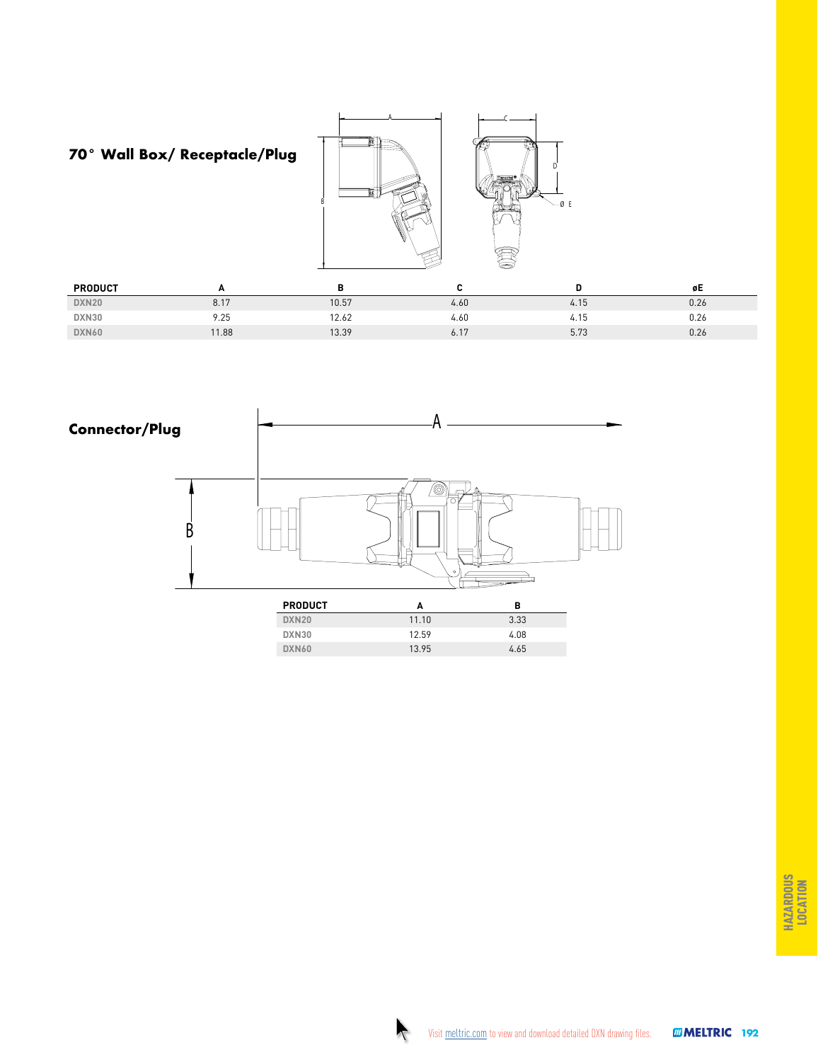## 70° Wall Box/ Receptacle/Plug

| PRODUCT | A | B | C | D | øE |
|---|---|---|---|---|---|
| DXN20 | 8.17 | 10.57 | 4.60 | 4.15 | 0.26 |
| DXN30 | 9.25 | 12.62 | 4.60 | 4.15 | 0.26 |
| DXN60 | 11.88 | 13.39 | 6.17 | 5.73 | 0.26 |

## Connector/Plug

| PRODUCT | A | B |
|---|---|---|
| DXN20 | 11.10 | 3.33 |
| DXN30 | 12.59 | 4.08 |
| DXN60 | 13.95 | 4.65 |

Visit meltric.com to view and download detailed DXN drawing files.